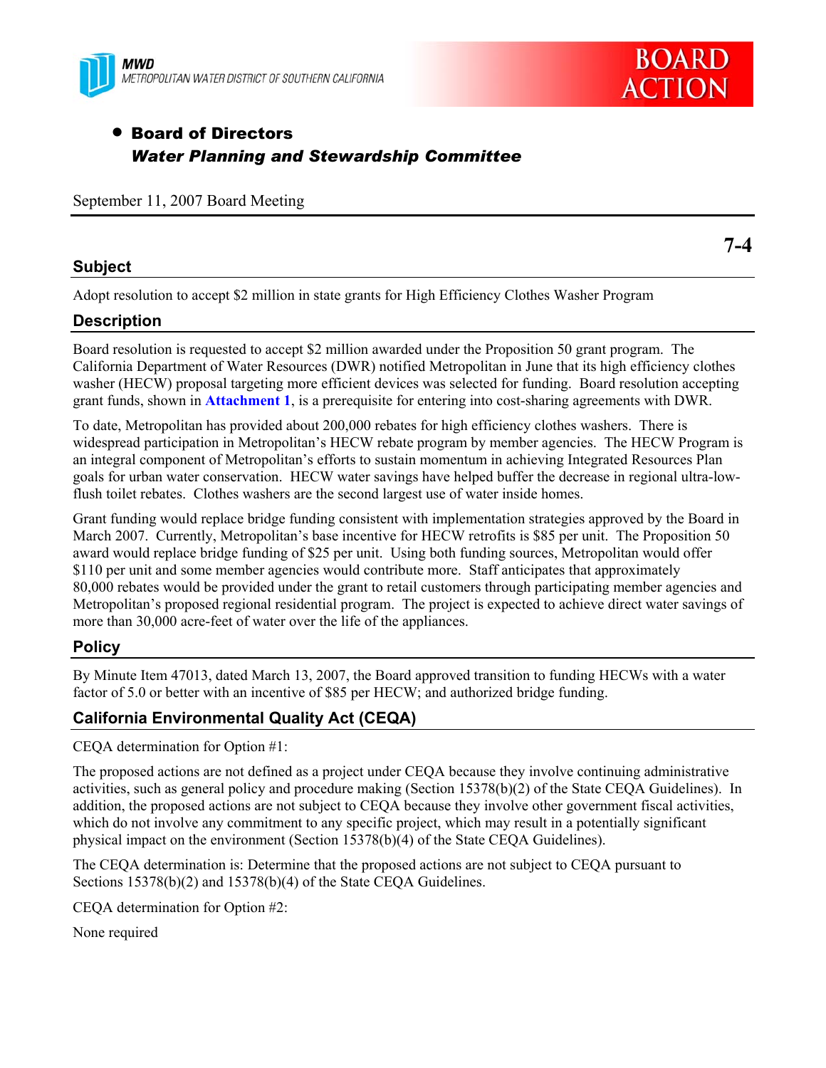MWD
METROPOLITAN WATER DISTRICT OF SOUTHERN CALIFORNIA

BOARD ACTION

- **Board of Directors**
  ***Water Planning and Stewardship Committee***

September 11, 2007 Board Meeting

**7-4**

## Subject

Adopt resolution to accept $2 million in state grants for High Efficiency Clothes Washer Program

## Description

Board resolution is requested to accept $2 million awarded under the Proposition 50 grant program. The California Department of Water Resources (DWR) notified Metropolitan in June that its high efficiency clothes washer (HECW) proposal targeting more efficient devices was selected for funding. Board resolution accepting grant funds, shown in **Attachment 1**, is a prerequisite for entering into cost-sharing agreements with DWR.

To date, Metropolitan has provided about 200,000 rebates for high efficiency clothes washers. There is widespread participation in Metropolitan's HECW rebate program by member agencies. The HECW Program is an integral component of Metropolitan's efforts to sustain momentum in achieving Integrated Resources Plan goals for urban water conservation. HECW water savings have helped buffer the decrease in regional ultra-low-flush toilet rebates. Clothes washers are the second largest use of water inside homes.

Grant funding would replace bridge funding consistent with implementation strategies approved by the Board in March 2007. Currently, Metropolitan's base incentive for HECW retrofits is $85 per unit. The Proposition 50 award would replace bridge funding of $25 per unit. Using both funding sources, Metropolitan would offer $110 per unit and some member agencies would contribute more. Staff anticipates that approximately 80,000 rebates would be provided under the grant to retail customers through participating member agencies and Metropolitan's proposed regional residential program. The project is expected to achieve direct water savings of more than 30,000 acre-feet of water over the life of the appliances.

## Policy

By Minute Item 47013, dated March 13, 2007, the Board approved transition to funding HECWs with a water factor of 5.0 or better with an incentive of $85 per HECW; and authorized bridge funding.

## California Environmental Quality Act (CEQA)

CEQA determination for Option #1:

The proposed actions are not defined as a project under CEQA because they involve continuing administrative activities, such as general policy and procedure making (Section 15378(b)(2) of the State CEQA Guidelines). In addition, the proposed actions are not subject to CEQA because they involve other government fiscal activities, which do not involve any commitment to any specific project, which may result in a potentially significant physical impact on the environment (Section 15378(b)(4) of the State CEQA Guidelines).

The CEQA determination is: Determine that the proposed actions are not subject to CEQA pursuant to Sections 15378(b)(2) and 15378(b)(4) of the State CEQA Guidelines.

CEQA determination for Option #2:

None required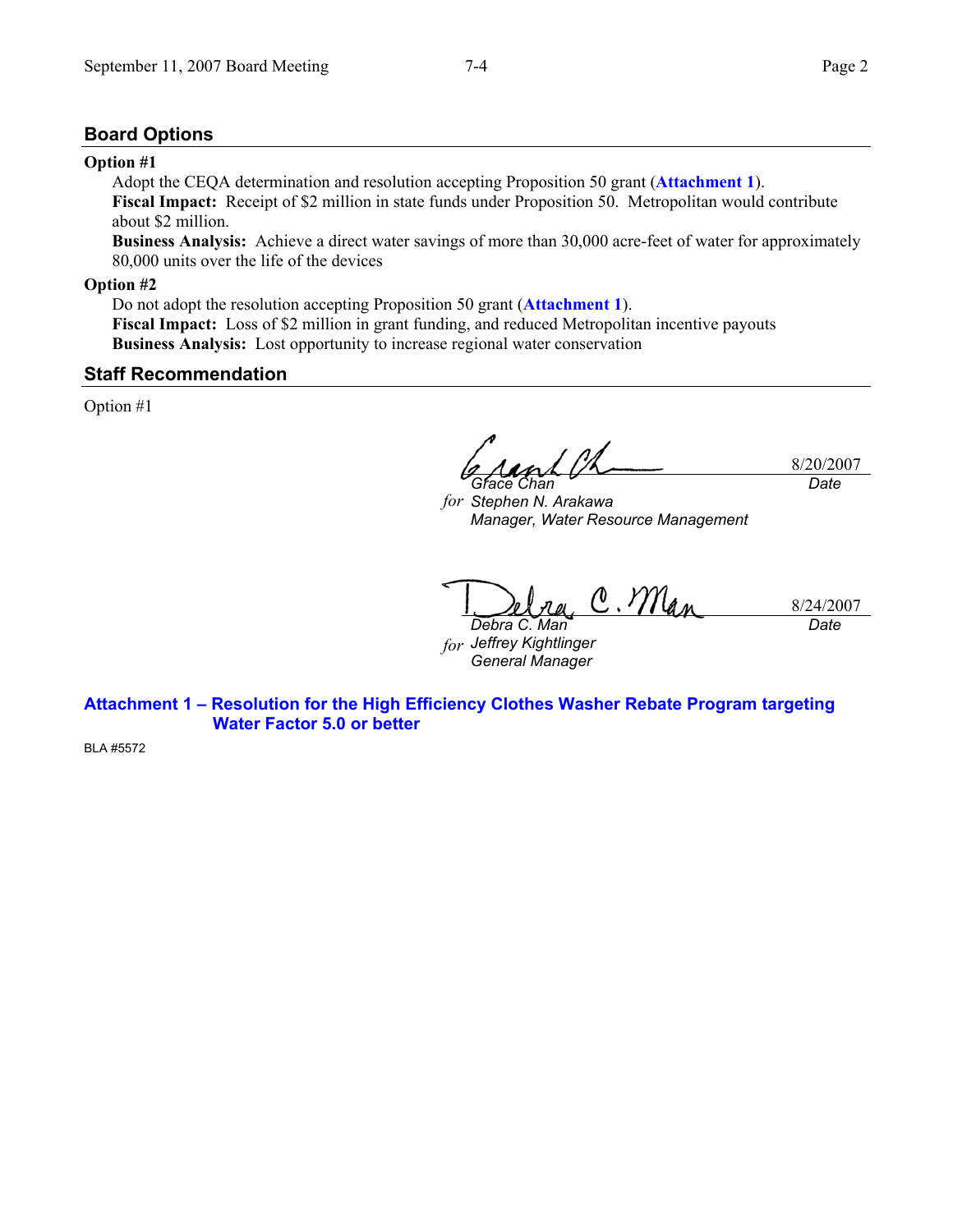## Board Options

**Option #1**

Adopt the CEQA determination and resolution accepting Proposition 50 grant (**Attachment 1**).

**Fiscal Impact:** Receipt of $2 million in state funds under Proposition 50. Metropolitan would contribute about $2 million.

**Business Analysis:** Achieve a direct water savings of more than 30,000 acre-feet of water for approximately 80,000 units over the life of the devices

**Option #2**

Do not adopt the resolution accepting Proposition 50 grant (**Attachment 1**).

**Fiscal Impact:** Loss of $2 million in grant funding, and reduced Metropolitan incentive payouts

**Business Analysis:** Lost opportunity to increase regional water conservation

## Staff Recommendation

Option #1

| | |
|---|---|
| *Grace Chan*<br>*for* *Stephen N. Arakawa*<br>*Manager, Water Resource Management* | 8/20/2007<br>*Date* |
| *Debra C. Man*<br>*for* *Jeffrey Kightlinger*<br>*General Manager* | 8/24/2007<br>*Date* |

**Attachment 1 – Resolution for the High Efficiency Clothes Washer Rebate Program targeting Water Factor 5.0 or better**

BLA #5572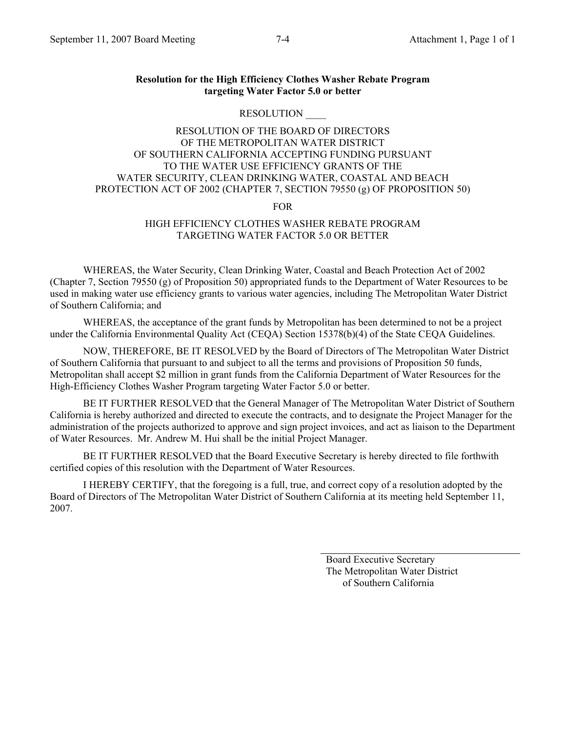**Resolution for the High Efficiency Clothes Washer Rebate Program targeting Water Factor 5.0 or better**

RESOLUTION ____

RESOLUTION OF THE BOARD OF DIRECTORS
OF THE METROPOLITAN WATER DISTRICT
OF SOUTHERN CALIFORNIA ACCEPTING FUNDING PURSUANT
TO THE WATER USE EFFICIENCY GRANTS OF THE
WATER SECURITY, CLEAN DRINKING WATER, COASTAL AND BEACH
PROTECTION ACT OF 2002 (CHAPTER 7, SECTION 79550 (g) OF PROPOSITION 50)

FOR

HIGH EFFICIENCY CLOTHES WASHER REBATE PROGRAM
TARGETING WATER FACTOR 5.0 OR BETTER

WHEREAS, the Water Security, Clean Drinking Water, Coastal and Beach Protection Act of 2002 (Chapter 7, Section 79550 (g) of Proposition 50) appropriated funds to the Department of Water Resources to be used in making water use efficiency grants to various water agencies, including The Metropolitan Water District of Southern California; and

WHEREAS, the acceptance of the grant funds by Metropolitan has been determined to not be a project under the California Environmental Quality Act (CEQA) Section 15378(b)(4) of the State CEQA Guidelines.

NOW, THEREFORE, BE IT RESOLVED by the Board of Directors of The Metropolitan Water District of Southern California that pursuant to and subject to all the terms and provisions of Proposition 50 funds, Metropolitan shall accept $2 million in grant funds from the California Department of Water Resources for the High-Efficiency Clothes Washer Program targeting Water Factor 5.0 or better.

BE IT FURTHER RESOLVED that the General Manager of The Metropolitan Water District of Southern California is hereby authorized and directed to execute the contracts, and to designate the Project Manager for the administration of the projects authorized to approve and sign project invoices, and act as liaison to the Department of Water Resources. Mr. Andrew M. Hui shall be the initial Project Manager.

BE IT FURTHER RESOLVED that the Board Executive Secretary is hereby directed to file forthwith certified copies of this resolution with the Department of Water Resources.

I HEREBY CERTIFY, that the foregoing is a full, true, and correct copy of a resolution adopted by the Board of Directors of The Metropolitan Water District of Southern California at its meeting held September 11, 2007.

Board Executive Secretary
The Metropolitan Water District
of Southern California